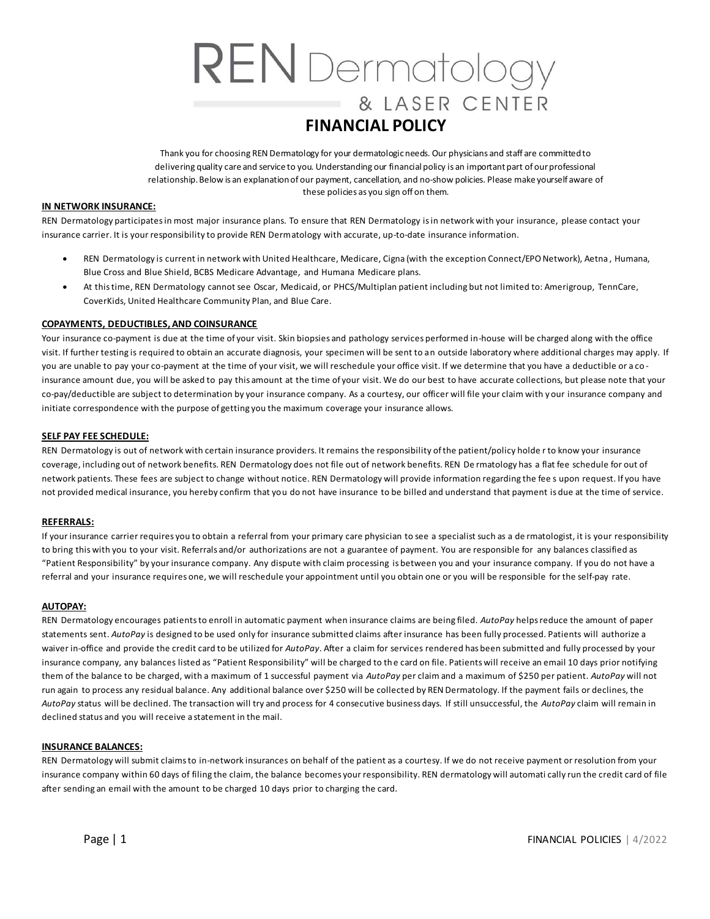# REN Dermatology & LASER CENTER

## FINANCIAL POLICY

Thank you for choosing REN Dermatology for your dermatologic needs. Our physicians and staff are committed to delivering quality care and service to you. Understanding our financial policy is an important part of our professional relationship. Below is an explanation of our payment, cancellation, and no-show policies. Please make yourself aware of these policies as you sign off on them.

**IN NETWORK INSURANCE:**

REN Dermatology participates in most major insurance plans. To ensure that REN Dermatology is in network with your insurance, please contact your insurance carrier. It is your responsibility to provide REN Dermatology with accurate, up-to-date insurance information.

- REN Dermatology is current in network with United Healthcare, Medicare, Cigna (with the exception Connect/EPO Network), Aetna , Humana, Blue Cross and Blue Shield, BCBS Medicare Advantage, and Humana Medicare plans.
- At this time, REN Dermatology cannot see Oscar, Medicaid, or PHCS/Multiplan patient including but not limited to: Amerigroup, TennCare, CoverKids, United Healthcare Community Plan, and Blue Care.

**COPAYMENTS, DEDUCTIBLES, AND COINSURANCE**

Your insurance co-payment is due at the time of your visit. Skin biopsies and pathology services performed in-house will be charged along with the office visit. If further testing is required to obtain an accurate diagnosis, your specimen will be sent to an outside laboratory where additional charges may apply. If you are unable to pay your co-payment at the time of your visit, we will reschedule your office visit. If we determine that you have a deductible or a co-insurance amount due, you will be asked to pay this amount at the time of your visit. We do our best to have accurate collections, but please note that your co-pay/deductible are subject to determination by your insurance company. As a courtesy, our officer will file your claim with your insurance company and initiate correspondence with the purpose of getting you the maximum coverage your insurance allows.

**SELF PAY FEE SCHEDULE:**

REN Dermatology is out of network with certain insurance providers. It remains the responsibility of the patient/policy holder to know your insurance coverage, including out of network benefits. REN Dermatology does not file out of network benefits. REN Dermatology has a flat fee schedule for out of network patients. These fees are subject to change without notice. REN Dermatology will provide information regarding the fees upon request. If you have not provided medical insurance, you hereby confirm that you do not have insurance to be billed and understand that payment is due at the time of service.

**REFERRALS:**

If your insurance carrier requires you to obtain a referral from your primary care physician to see a specialist such as a dermatologist, it is your responsibility to bring this with you to your visit. Referrals and/or authorizations are not a guarantee of payment. You are responsible for any balances classified as "Patient Responsibility" by your insurance company. Any dispute with claim processing is between you and your insurance company. If you do not have a referral and your insurance requires one, we will reschedule your appointment until you obtain one or you will be responsible for the self-pay rate.

**AUTOPAY:**

REN Dermatology encourages patients to enroll in automatic payment when insurance claims are being filed. *AutoPay* helps reduce the amount of paper statements sent. *AutoPay* is designed to be used only for insurance submitted claims after insurance has been fully processed. Patients will authorize a waiver in-office and provide the credit card to be utilized for *AutoPay*. After a claim for services rendered has been submitted and fully processed by your insurance company, any balances listed as "Patient Responsibility" will be charged to the card on file. Patients will receive an email 10 days prior notifying them of the balance to be charged, with a maximum of 1 successful payment via *AutoPay* per claim and a maximum of $250 per patient. *AutoPay* will not run again to process any residual balance. Any additional balance over $250 will be collected by REN Dermatology. If the payment fails or declines, the *AutoPay* status will be declined. The transaction will try and process for 4 consecutive business days. If still unsuccessful, the *AutoPay* claim will remain in declined status and you will receive a statement in the mail.

**INSURANCE BALANCES:**

REN Dermatology will submit claims to in-network insurances on behalf of the patient as a courtesy. If we do not receive payment or resolution from your insurance company within 60 days of filing the claim, the balance becomes your responsibility. REN dermatology will automatically run the credit card of file after sending an email with the amount to be charged 10 days prior to charging the card.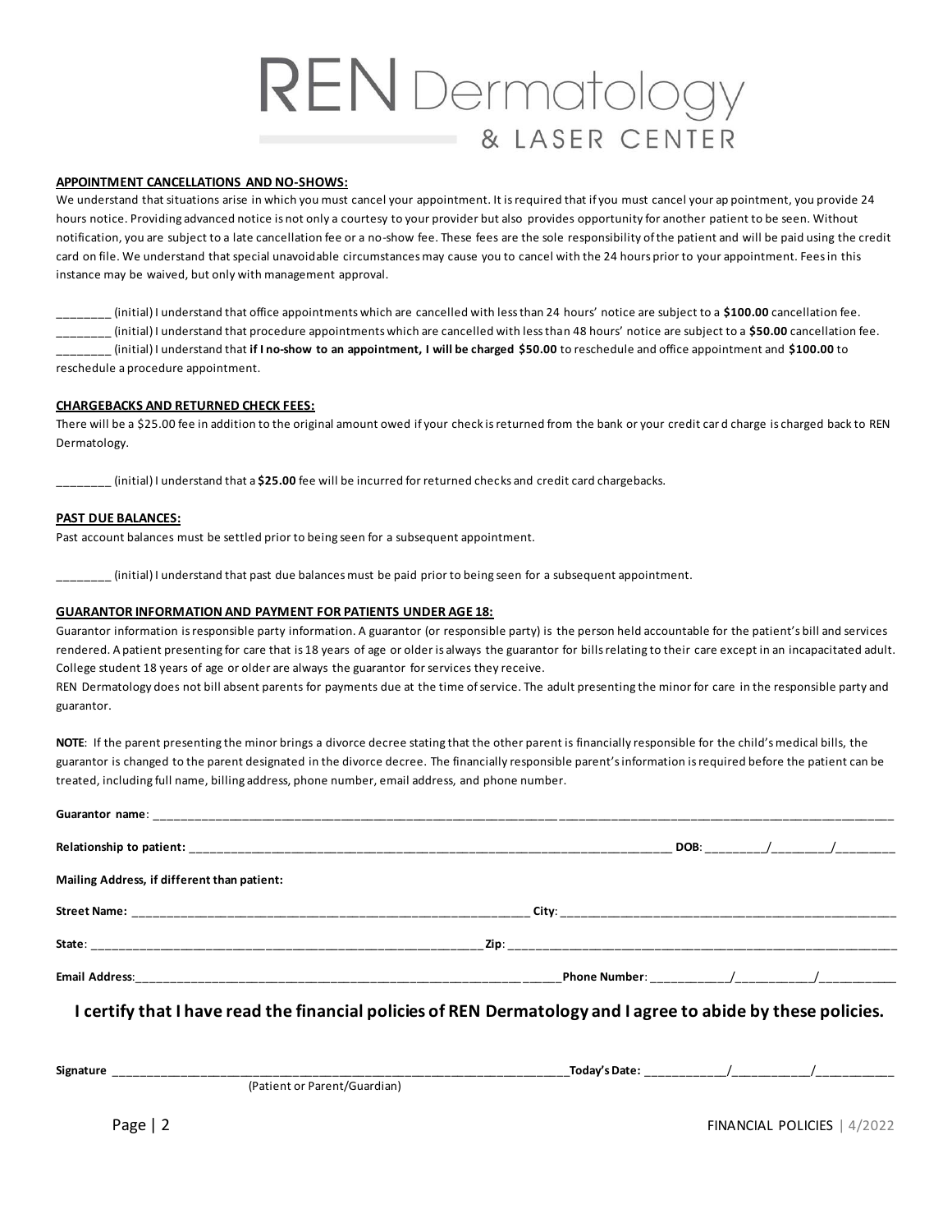# REN Dermatology
## & LASER CENTER

**APPOINTMENT CANCELLATIONS AND NO-SHOWS:**

We understand that situations arise in which you must cancel your appointment. It is required that if you must cancel your ap pointment, you provide 24 hours notice. Providing advanced notice is not only a courtesy to your provider but also provides opportunity for another patient to be seen. Without notification, you are subject to a late cancellation fee or a no-show fee. These fees are the sole responsibility of the patient and will be paid using the credit card on file. We understand that special unavoidable circumstances may cause you to cancel with the 24 hours prior to your appointment. Fees in this instance may be waived, but only with management approval.

________ (initial) I understand that office appointments which are cancelled with less than 24 hours' notice are subject to a **$100.00** cancellation fee.

________ (initial) I understand that procedure appointments which are cancelled with less than 48 hours' notice are subject to a **$50.00** cancellation fee.

________ (initial) I understand that **if I no-show to an appointment, I will be charged $50.00** to reschedule and office appointment and **$100.00** to reschedule a procedure appointment.

**CHARGEBACKS AND RETURNED CHECK FEES:**

There will be a $25.00 fee in addition to the original amount owed if your check is returned from the bank or your credit car d charge is charged back to REN Dermatology.

________ (initial) I understand that a **$25.00** fee will be incurred for returned checks and credit card chargebacks.

**PAST DUE BALANCES:**

Past account balances must be settled prior to being seen for a subsequent appointment.

________ (initial) I understand that past due balances must be paid prior to being seen for a subsequent appointment.

**GUARANTOR INFORMATION AND PAYMENT FOR PATIENTS UNDER AGE 18:**

Guarantor information is responsible party information. A guarantor (or responsible party) is the person held accountable for the patient's bill and services rendered. A patient presenting for care that is 18 years of age or older is always the guarantor for bills relating to their care except in an incapacitated adult. College student 18 years of age or older are always the guarantor for services they receive.

REN Dermatology does not bill absent parents for payments due at the time of service. The adult presenting the minor for care in the responsible party and guarantor.

**NOTE**: If the parent presenting the minor brings a divorce decree stating that the other parent is financially responsible for the child's medical bills, the guarantor is changed to the parent designated in the divorce decree. The financially responsible parent's information is required before the patient can be treated, including full name, billing address, phone number, email address, and phone number.

**Guarantor name**: ______________________________________________________________

**Relationship to patient:** ____________________________________________ **DOB**: ________/________/________

**Mailing Address, if different than patient:**

**Street Name:** ______________________________________ **City**: ______________________________________

**State**: ______________________________________ **Zip**: ______________________________________

**Email Address**: ______________________________________ **Phone Number**: __________/__________/__________

**I certify that I have read the financial policies of REN Dermatology and I agree to abide by these policies.**

**Signature** ______________________________________ **Today's Date:** __________/__________/__________

(Patient or Parent/Guardian)

FINANCIAL POLICIES | 4/2022